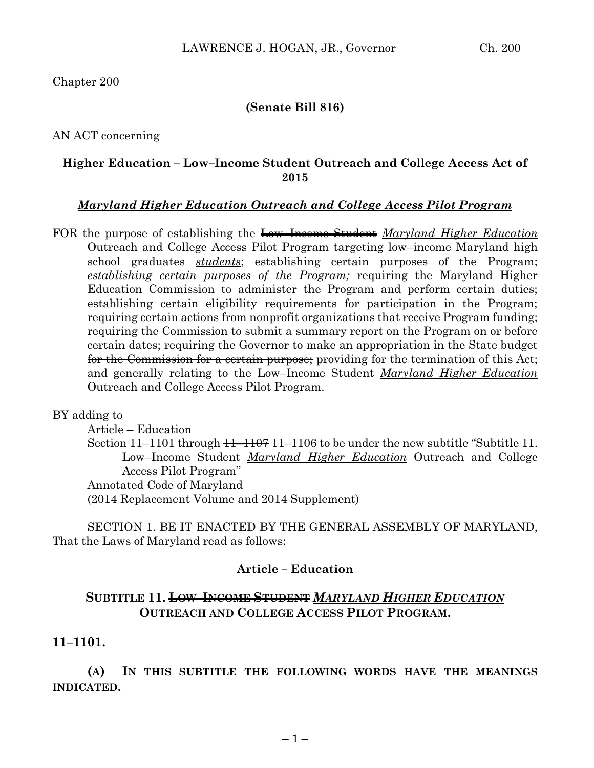Chapter 200

**(Senate Bill 816)**

AN ACT concerning

**~~Higher Education – Low–Income Student Outreach and College Access Act of 2015~~**

***Maryland Higher Education Outreach and College Access Pilot Program***

FOR the purpose of establishing the ~~Low–Income Student~~ *Maryland Higher Education* Outreach and College Access Pilot Program targeting low–income Maryland high school ~~graduates~~ *students*; establishing certain purposes of the Program; *establishing certain purposes of the Program;* requiring the Maryland Higher Education Commission to administer the Program and perform certain duties; establishing certain eligibility requirements for participation in the Program; requiring certain actions from nonprofit organizations that receive Program funding; requiring the Commission to submit a summary report on the Program on or before certain dates; ~~requiring the Governor to make an appropriation in the State budget for the Commission for a certain purpose;~~ providing for the termination of this Act; and generally relating to the ~~Low–Income Student~~ *Maryland Higher Education* Outreach and College Access Pilot Program.

BY adding to
Article – Education
Section 11–1101 through ~~11–1107~~ 11–1106 to be under the new subtitle "Subtitle 11. ~~Low–Income Student~~ *Maryland Higher Education* Outreach and College Access Pilot Program"
Annotated Code of Maryland
(2014 Replacement Volume and 2014 Supplement)

SECTION 1. BE IT ENACTED BY THE GENERAL ASSEMBLY OF MARYLAND, That the Laws of Maryland read as follows:

**Article – Education**

**SUBTITLE 11. ~~LOW–INCOME STUDENT~~ *MARYLAND HIGHER EDUCATION* OUTREACH AND COLLEGE ACCESS PILOT PROGRAM.**

**11–1101.**

**(A) IN THIS SUBTITLE THE FOLLOWING WORDS HAVE THE MEANINGS INDICATED.**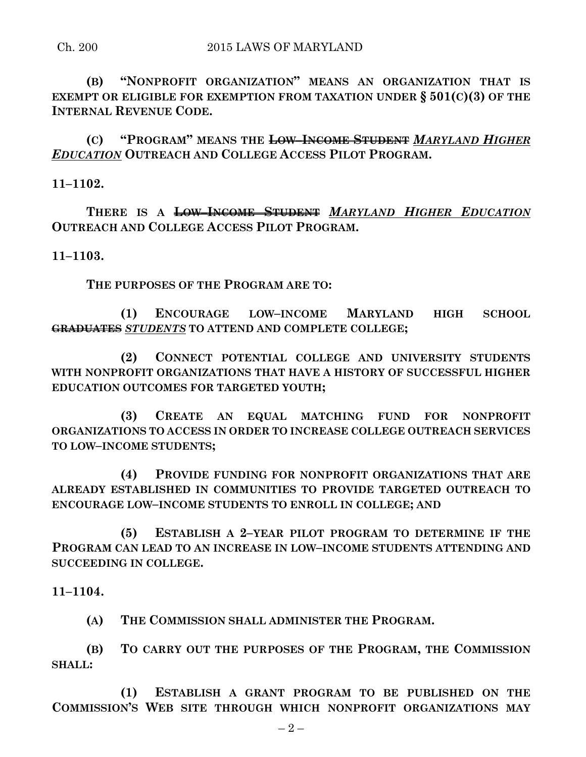**(B) "NONPROFIT ORGANIZATION" MEANS AN ORGANIZATION THAT IS EXEMPT OR ELIGIBLE FOR EXEMPTION FROM TAXATION UNDER § 501(C)(3) OF THE INTERNAL REVENUE CODE.**

**(C) "PROGRAM" MEANS THE ~~LOW–INCOME STUDENT~~ *MARYLAND HIGHER EDUCATION* OUTREACH AND COLLEGE ACCESS PILOT PROGRAM.**

**11–1102.**

**THERE IS A ~~LOW–INCOME STUDENT~~ *MARYLAND HIGHER EDUCATION* OUTREACH AND COLLEGE ACCESS PILOT PROGRAM.**

**11–1103.**

**THE PURPOSES OF THE PROGRAM ARE TO:**

**(1) ENCOURAGE LOW–INCOME MARYLAND HIGH SCHOOL ~~GRADUATES~~ *STUDENTS* TO ATTEND AND COMPLETE COLLEGE;**

**(2) CONNECT POTENTIAL COLLEGE AND UNIVERSITY STUDENTS WITH NONPROFIT ORGANIZATIONS THAT HAVE A HISTORY OF SUCCESSFUL HIGHER EDUCATION OUTCOMES FOR TARGETED YOUTH;**

**(3) CREATE AN EQUAL MATCHING FUND FOR NONPROFIT ORGANIZATIONS TO ACCESS IN ORDER TO INCREASE COLLEGE OUTREACH SERVICES TO LOW–INCOME STUDENTS;**

**(4) PROVIDE FUNDING FOR NONPROFIT ORGANIZATIONS THAT ARE ALREADY ESTABLISHED IN COMMUNITIES TO PROVIDE TARGETED OUTREACH TO ENCOURAGE LOW–INCOME STUDENTS TO ENROLL IN COLLEGE; AND**

**(5) ESTABLISH A 2–YEAR PILOT PROGRAM TO DETERMINE IF THE PROGRAM CAN LEAD TO AN INCREASE IN LOW–INCOME STUDENTS ATTENDING AND SUCCEEDING IN COLLEGE.**

**11–1104.**

**(A) THE COMMISSION SHALL ADMINISTER THE PROGRAM.**

**(B) TO CARRY OUT THE PURPOSES OF THE PROGRAM, THE COMMISSION SHALL:**

**(1) ESTABLISH A GRANT PROGRAM TO BE PUBLISHED ON THE COMMISSION'S WEB SITE THROUGH WHICH NONPROFIT ORGANIZATIONS MAY**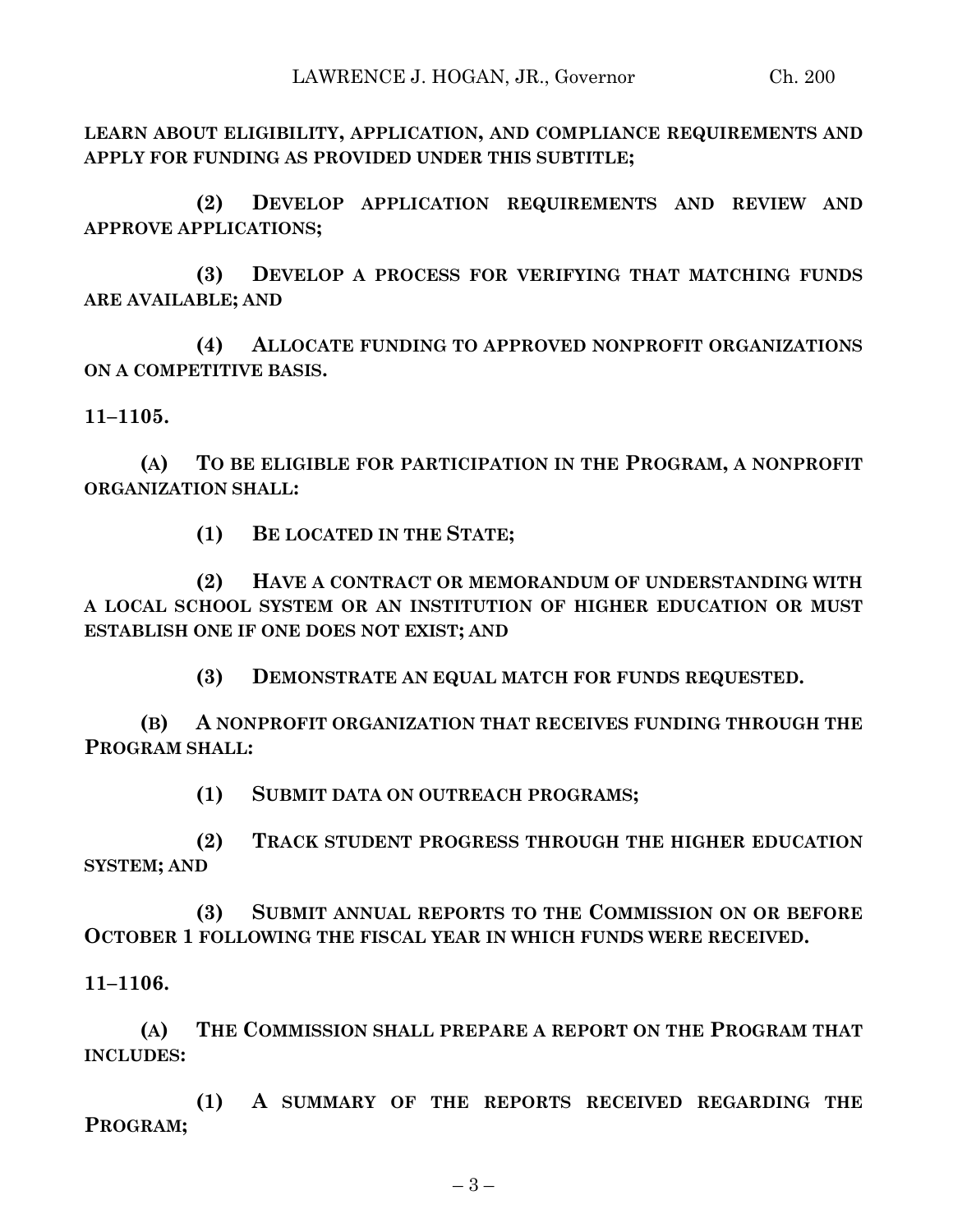**LEARN ABOUT ELIGIBILITY, APPLICATION, AND COMPLIANCE REQUIREMENTS AND APPLY FOR FUNDING AS PROVIDED UNDER THIS SUBTITLE;**

**(2) DEVELOP APPLICATION REQUIREMENTS AND REVIEW AND APPROVE APPLICATIONS;**

**(3) DEVELOP A PROCESS FOR VERIFYING THAT MATCHING FUNDS ARE AVAILABLE; AND**

**(4) ALLOCATE FUNDING TO APPROVED NONPROFIT ORGANIZATIONS ON A COMPETITIVE BASIS.**

**11–1105.**

**(A) TO BE ELIGIBLE FOR PARTICIPATION IN THE PROGRAM, A NONPROFIT ORGANIZATION SHALL:**

**(1) BE LOCATED IN THE STATE;**

**(2) HAVE A CONTRACT OR MEMORANDUM OF UNDERSTANDING WITH A LOCAL SCHOOL SYSTEM OR AN INSTITUTION OF HIGHER EDUCATION OR MUST ESTABLISH ONE IF ONE DOES NOT EXIST; AND**

**(3) DEMONSTRATE AN EQUAL MATCH FOR FUNDS REQUESTED.**

**(B) A NONPROFIT ORGANIZATION THAT RECEIVES FUNDING THROUGH THE PROGRAM SHALL:**

**(1) SUBMIT DATA ON OUTREACH PROGRAMS;**

**(2) TRACK STUDENT PROGRESS THROUGH THE HIGHER EDUCATION SYSTEM; AND**

**(3) SUBMIT ANNUAL REPORTS TO THE COMMISSION ON OR BEFORE OCTOBER 1 FOLLOWING THE FISCAL YEAR IN WHICH FUNDS WERE RECEIVED.**

**11–1106.**

**(A) THE COMMISSION SHALL PREPARE A REPORT ON THE PROGRAM THAT INCLUDES:**

**(1) A SUMMARY OF THE REPORTS RECEIVED REGARDING THE PROGRAM;**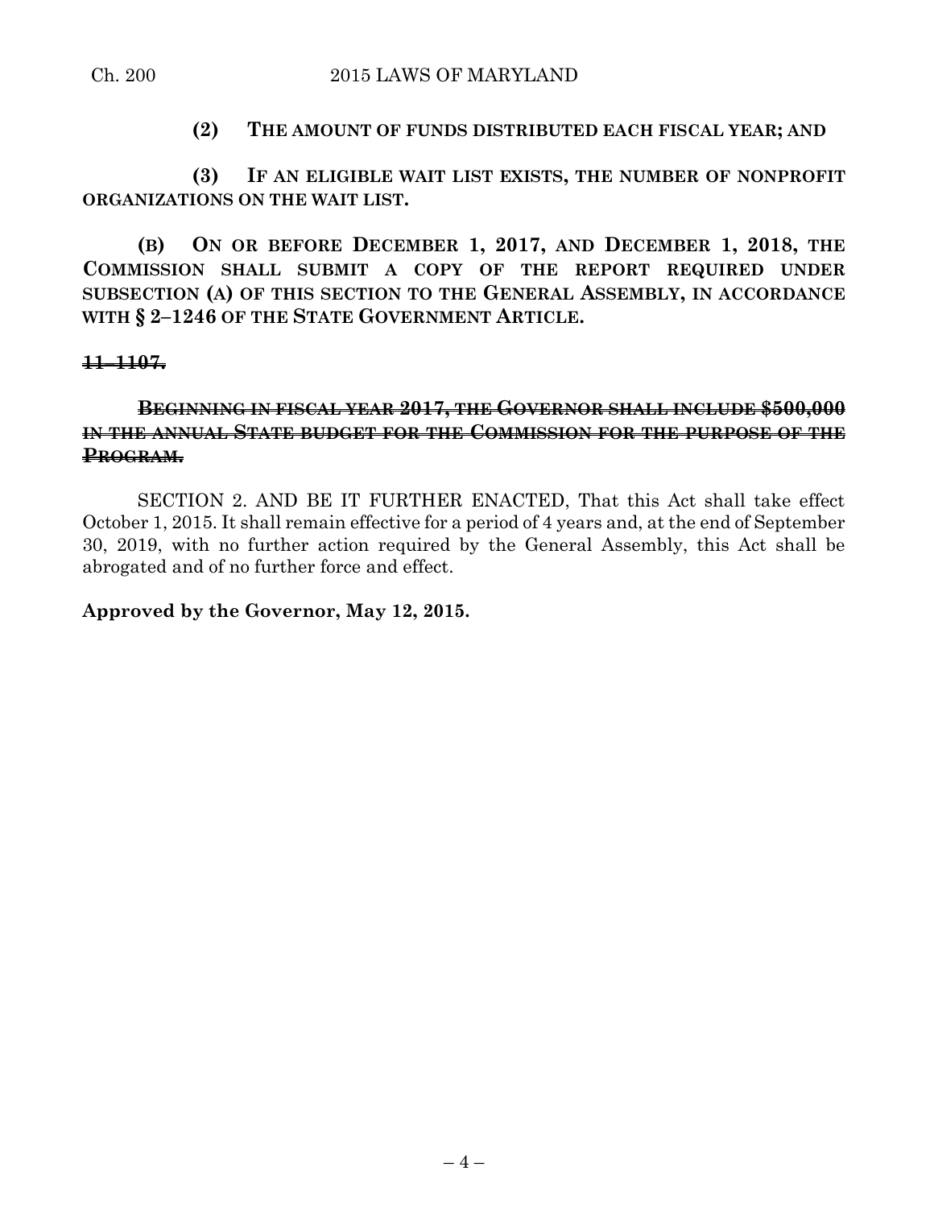**(2) THE AMOUNT OF FUNDS DISTRIBUTED EACH FISCAL YEAR; AND**

**(3) IF AN ELIGIBLE WAIT LIST EXISTS, THE NUMBER OF NONPROFIT ORGANIZATIONS ON THE WAIT LIST.**

**(B) ON OR BEFORE DECEMBER 1, 2017, AND DECEMBER 1, 2018, THE COMMISSION SHALL SUBMIT A COPY OF THE REPORT REQUIRED UNDER SUBSECTION (A) OF THIS SECTION TO THE GENERAL ASSEMBLY, IN ACCORDANCE WITH § 2–1246 OF THE STATE GOVERNMENT ARTICLE.**

~~**11–1107.**~~

~~**BEGINNING IN FISCAL YEAR 2017, THE GOVERNOR SHALL INCLUDE $500,000 IN THE ANNUAL STATE BUDGET FOR THE COMMISSION FOR THE PURPOSE OF THE PROGRAM.**~~

SECTION 2. AND BE IT FURTHER ENACTED, That this Act shall take effect October 1, 2015. It shall remain effective for a period of 4 years and, at the end of September 30, 2019, with no further action required by the General Assembly, this Act shall be abrogated and of no further force and effect.

**Approved by the Governor, May 12, 2015.**